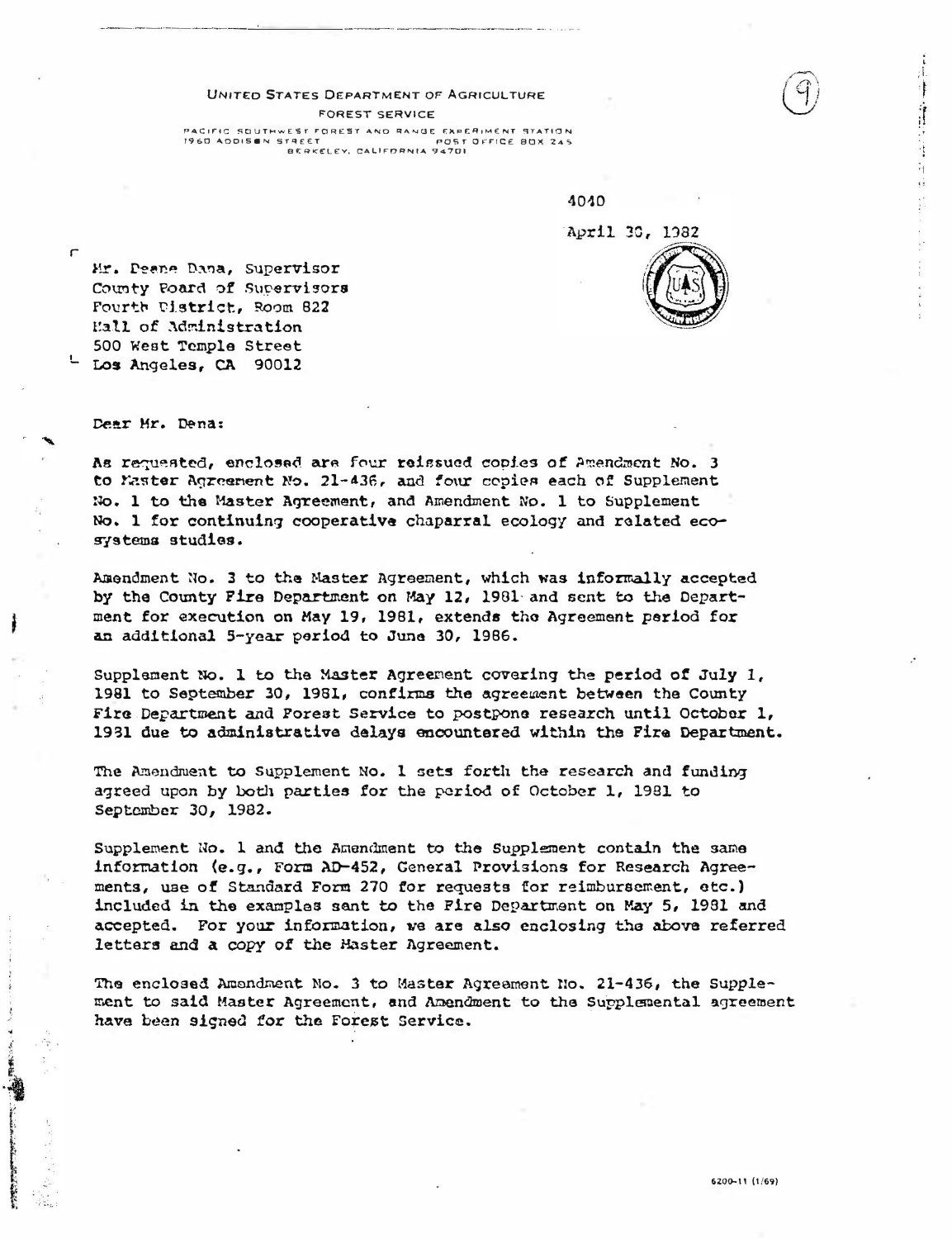UNITED STATES DEPARTMENT OF AGRICULTURE
FOREST SERVICE
PACIFIC SOUTHWEST FOREST AND RANGE EXPERIMENT STATION
1960 ADDISON STREET POST OFFICE BOX 245
BERKELEY, CALIFORNIA 94701

(9)

4040

April 30, 1982

Mr. Deane Dana, Supervisor
County Board of Supervisors
Fourth District, Room 822
Hall of Administration
500 West Temple Street
Los Angeles, CA 90012

Dear Mr. Dena:

As requested, enclosed are four reissued copies of Amendment No. 3 to Master Agreement No. 21-436, and four copies each of Supplement No. 1 to the Master Agreement, and Amendment No. 1 to Supplement No. 1 for continuing cooperative chaparral ecology and related ecosystems studies.

Amendment No. 3 to the Master Agreement, which was informally accepted by the County Fire Department on May 12, 1981 and sent to the Department for execution on May 19, 1981, extends the Agreement period for an additional 5-year period to June 30, 1986.

Supplement No. 1 to the Master Agreement covering the period of July 1, 1981 to September 30, 1981, confirms the agreement between the County Fire Department and Forest Service to postpone research until October 1, 1981 due to administrative delays encountered within the Fire Department.

The Amendment to Supplement No. 1 sets forth the research and funding agreed upon by both parties for the period of October 1, 1981 to September 30, 1982.

Supplement No. 1 and the Amendment to the Supplement contain the same information (e.g., Form AD-452, General Provisions for Research Agreements, use of Standard Form 270 for requests for reimbursement, etc.) included in the examples sent to the Fire Department on May 5, 1981 and accepted. For your information, we are also enclosing the above referred letters and a copy of the Master Agreement.

The enclosed Amendment No. 3 to Master Agreement No. 21-436, the Supplement to said Master Agreement, and Amendment to the Supplemental agreement have been signed for the Forest Service.

6200-11 (1/69)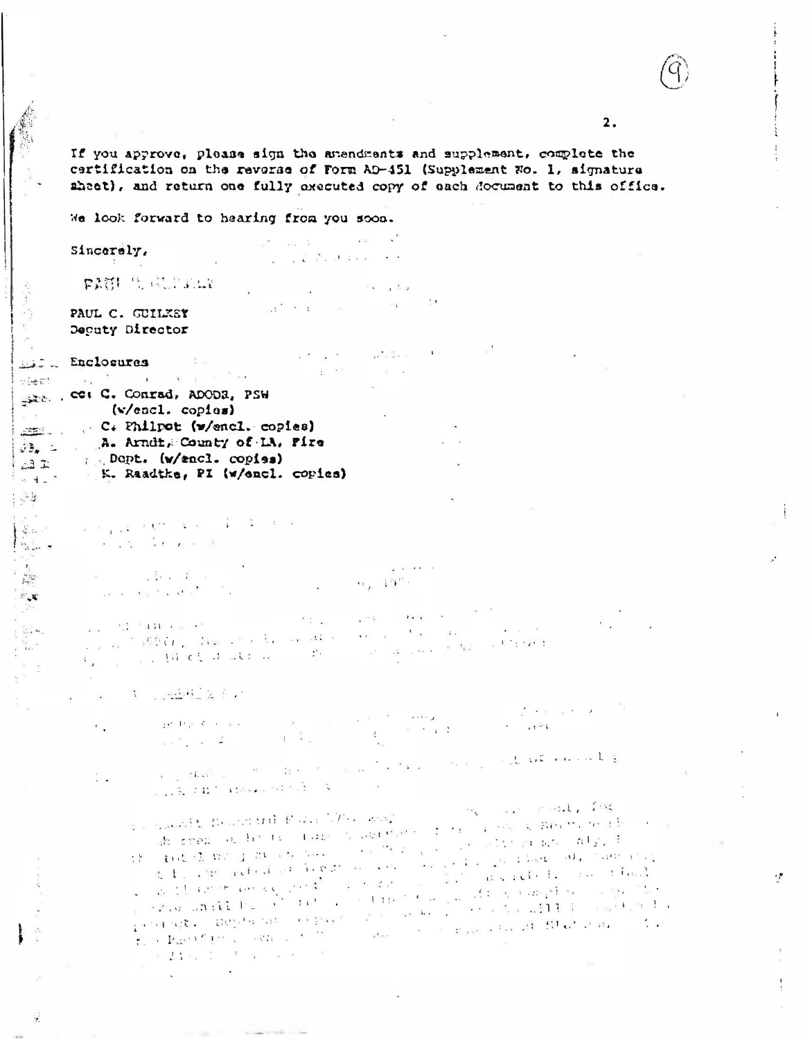If you approve, please sign the amendments and supplement, complete the certification on the reverse of Form AD-451 (Supplement No. 1, signature sheet), and return one fully executed copy of each document to this office.

We look forward to hearing from you soon.

Sincerely,

PAUL C. GUILKEY

PAUL C. GUILKEY
Deputy Director

Enclosures

cc: C. Conrad, ADODR, PSW
(w/encl. copies)
C. Philpot (w/encl. copies)
A. Arndt, County of LA, Fire
Dept. (w/encl. copies)
K. Raadtke, PI (w/encl. copies)